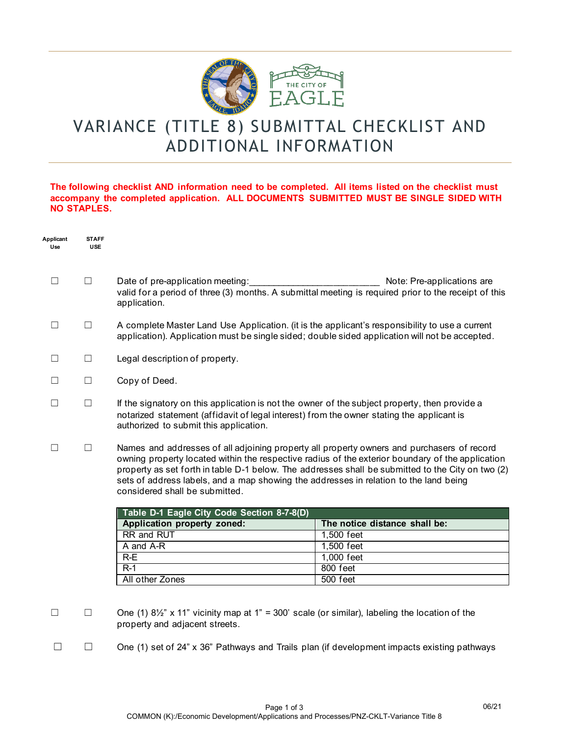# VARIANCE (TITLE 8) SUBMITTAL CHECKLIST AND ADDITIONAL INFORMATION

**The following checklist AND information need to be completed. All items listed on the checklist must accompany the completed application. ALL DOCUMENTS SUBMITTED MUST BE SINGLE SIDED WITH NO STAPLES.**

| Applicant Use | STAFF USE | |
|---|---|---|
| ☐ | ☐ | Date of pre-application meeting:_________________________ Note: Pre-applications are valid for a period of three (3) months. A submittal meeting is required prior to the receipt of this application. |
| ☐ | ☐ | A complete Master Land Use Application. (it is the applicant's responsibility to use a current application). Application must be single sided; double sided application will not be accepted. |
| ☐ | ☐ | Legal description of property. |
| ☐ | ☐ | Copy of Deed. |
| ☐ | ☐ | If the signatory on this application is not the owner of the subject property, then provide a notarized statement (affidavit of legal interest) from the owner stating the applicant is authorized to submit this application. |
| ☐ | ☐ | Names and addresses of all adjoining property all property owners and purchasers of record owning property located within the respective radius of the exterior boundary of the application property as set forth in table D-1 below. The addresses shall be submitted to the City on two (2) sets of address labels, and a map showing the addresses in relation to the land being considered shall be submitted. |

| Table D-1 Eagle City Code Section 8-7-8(D) | |
|---|---|
| **Application property zoned:** | **The notice distance shall be:** |
| RR and RUT | 1,500 feet |
| A and A-R | 1,500 feet |
| R-E | 1,000 feet |
| R-1 | 800 feet |
| All other Zones | 500 feet |

| Applicant Use | STAFF USE | |
|---|---|---|
| ☐ | ☐ | One (1) 8½" x 11" vicinity map at 1" = 300' scale (or similar), labeling the location of the property and adjacent streets. |
| ☐ | ☐ | One (1) set of 24" x 36" Pathways and Trails plan (if development impacts existing pathways |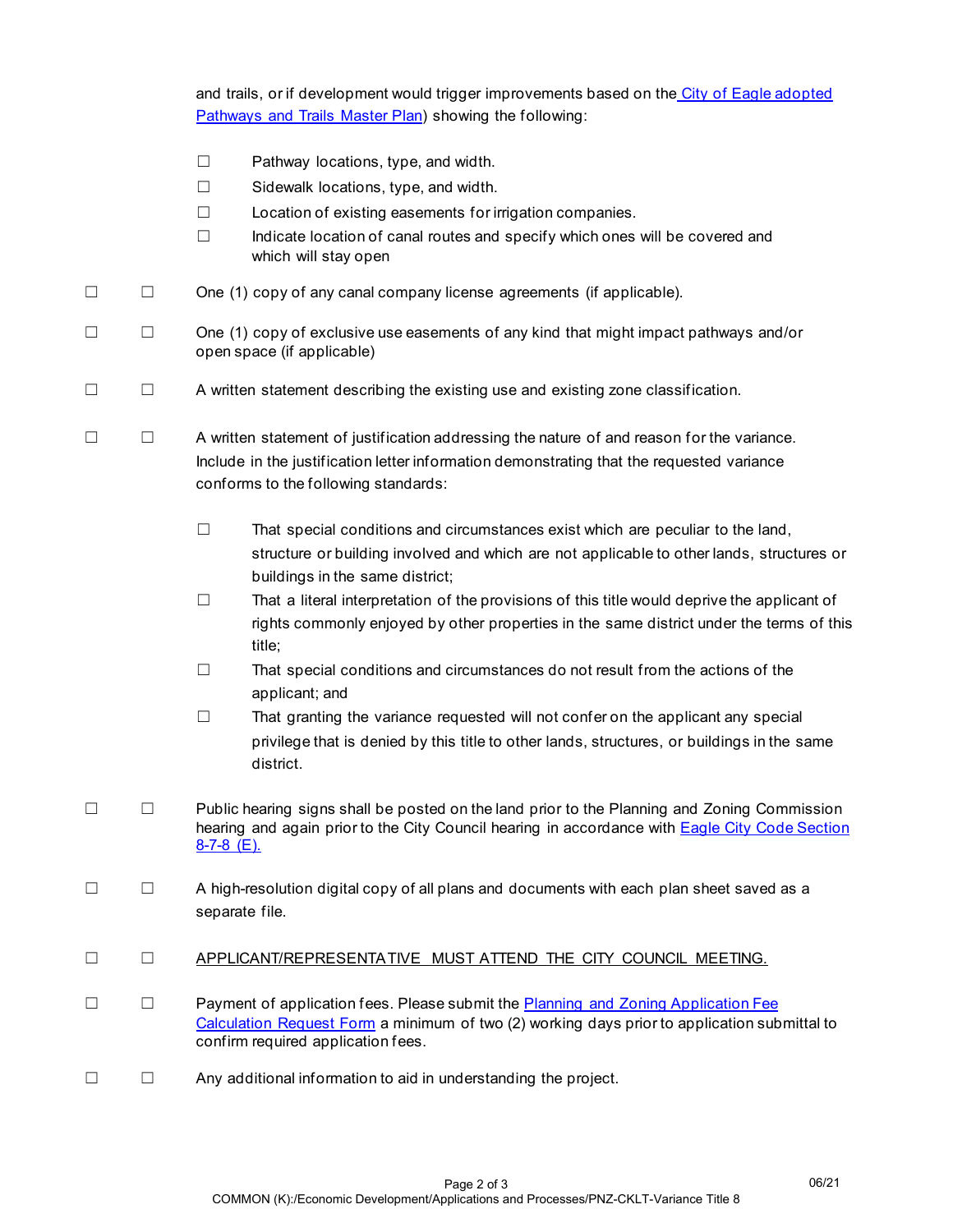and trails, or if development would trigger improvements based on the [City of Eagle adopted Pathways and Trails Master Plan]) showing the following:

- ☐ Pathway locations, type, and width.
- ☐ Sidewalk locations, type, and width.
- ☐ Location of existing easements for irrigation companies.
- ☐ Indicate location of canal routes and specify which ones will be covered and which will stay open

☐ ☐ One (1) copy of any canal company license agreements (if applicable).

☐ ☐ One (1) copy of exclusive use easements of any kind that might impact pathways and/or open space (if applicable)

☐ ☐ A written statement describing the existing use and existing zone classification.

☐ ☐ A written statement of justification addressing the nature of and reason for the variance. Include in the justification letter information demonstrating that the requested variance conforms to the following standards:

- ☐ That special conditions and circumstances exist which are peculiar to the land, structure or building involved and which are not applicable to other lands, structures or buildings in the same district;
- ☐ That a literal interpretation of the provisions of this title would deprive the applicant of rights commonly enjoyed by other properties in the same district under the terms of this title;
- ☐ That special conditions and circumstances do not result from the actions of the applicant; and
- ☐ That granting the variance requested will not confer on the applicant any special privilege that is denied by this title to other lands, structures, or buildings in the same district.

☐ ☐ Public hearing signs shall be posted on the land prior to the Planning and Zoning Commission hearing and again prior to the City Council hearing in accordance with [Eagle City Code Section 8-7-8 (E).]

☐ ☐ A high-resolution digital copy of all plans and documents with each plan sheet saved as a separate file.

☐ ☐ APPLICANT/REPRESENTATIVE MUST ATTEND THE CITY COUNCIL MEETING.

☐ ☐ Payment of application fees. Please submit the [Planning and Zoning Application Fee Calculation Request Form] a minimum of two (2) working days prior to application submittal to confirm required application fees.

☐ ☐ Any additional information to aid in understanding the project.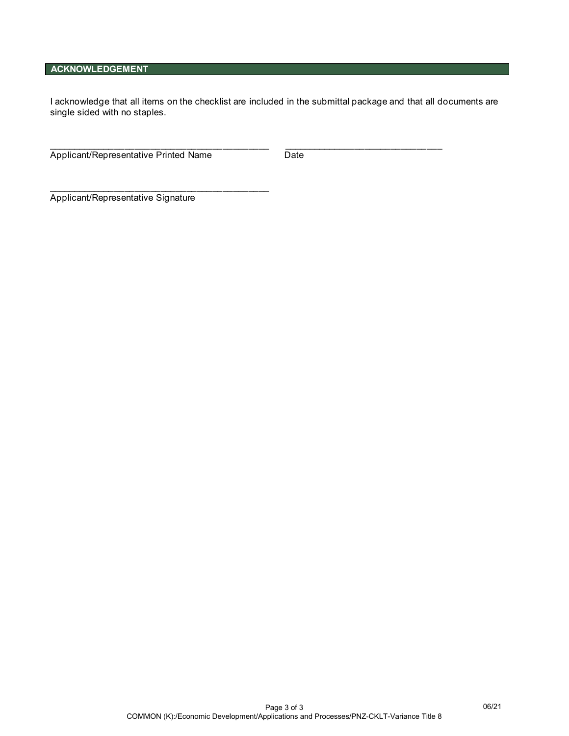## ACKNOWLEDGEMENT

I acknowledge that all items on the checklist are included in the submittal package and that all documents are single sided with no staples.

_____________________________________________ _______________________________
Applicant/Representative Printed Name Date

_____________________________________________
Applicant/Representative Signature